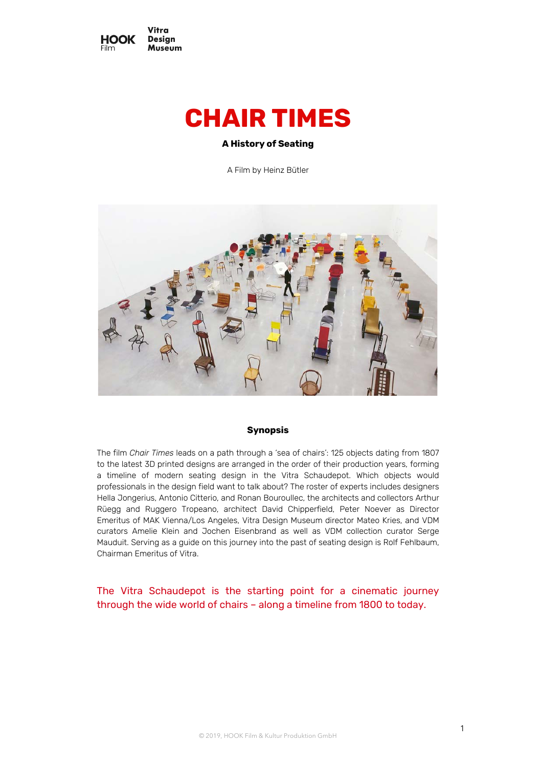HOOK Film | Vitra Design Museum

# CHAIR TIMES

**A History of Seating**

A Film by Heinz Bütler

## Synopsis

The film *Chair Times* leads on a path through a 'sea of chairs': 125 objects dating from 1807 to the latest 3D printed designs are arranged in the order of their production years, forming a timeline of modern seating design in the Vitra Schaudepot. Which objects would professionals in the design field want to talk about? The roster of experts includes designers Hella Jongerius, Antonio Citterio, and Ronan Bouroullec, the architects and collectors Arthur Rüegg and Ruggero Tropeano, architect David Chipperfield, Peter Noever as Director Emeritus of MAK Vienna/Los Angeles, Vitra Design Museum director Mateo Kries, and VDM curators Amelie Klein and Jochen Eisenbrand as well as VDM collection curator Serge Mauduit. Serving as a guide on this journey into the past of seating design is Rolf Fehlbaum, Chairman Emeritus of Vitra.

The Vitra Schaudepot is the starting point for a cinematic journey through the wide world of chairs – along a timeline from 1800 to today.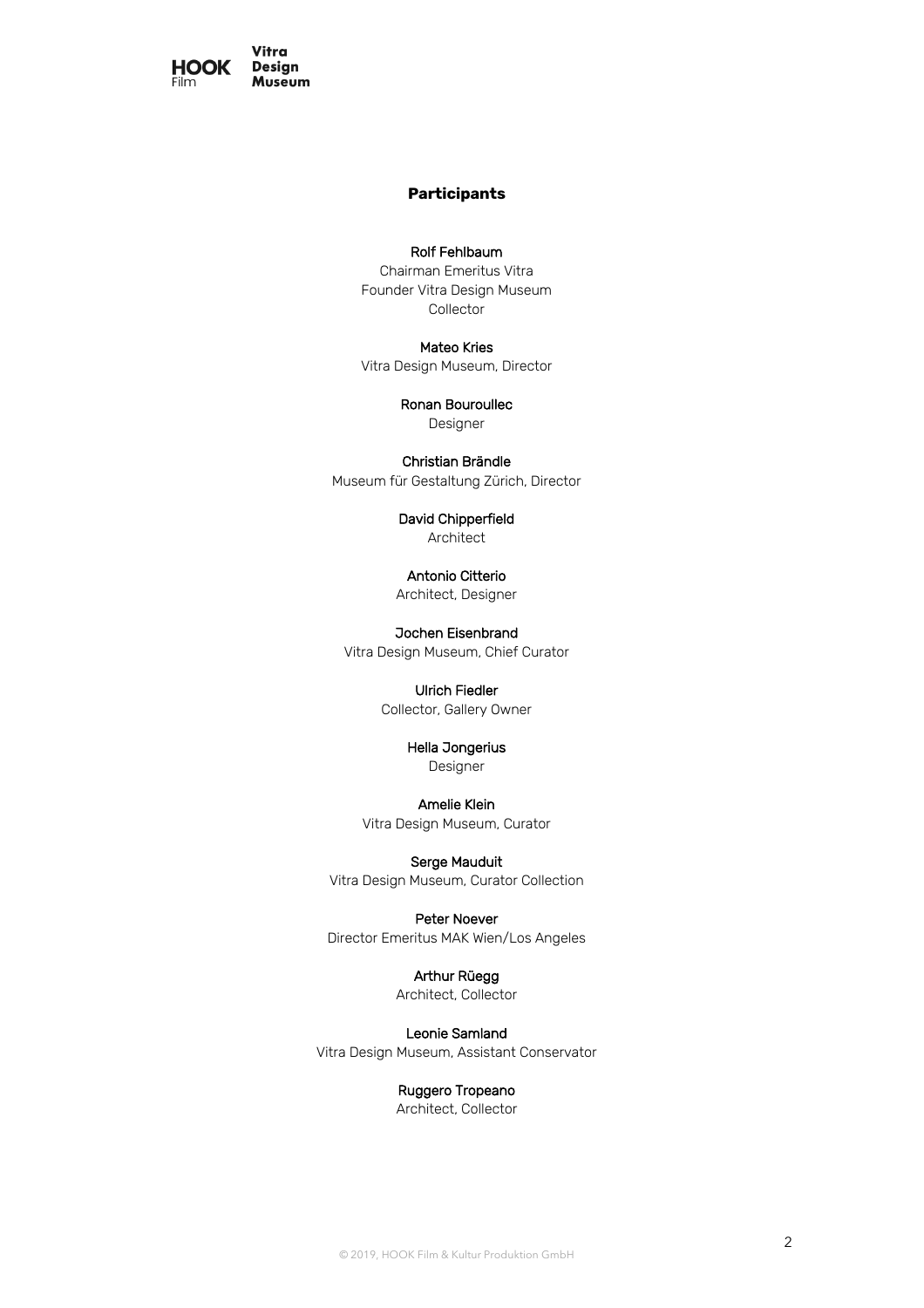## Participants

Rolf Fehlbaum
Chairman Emeritus Vitra
Founder Vitra Design Museum
Collector

Mateo Kries
Vitra Design Museum, Director

Ronan Bouroullec
Designer

Christian Brändle
Museum für Gestaltung Zürich, Director

David Chipperfield
Architect

Antonio Citterio
Architect, Designer

Jochen Eisenbrand
Vitra Design Museum, Chief Curator

Ulrich Fiedler
Collector, Gallery Owner

Hella Jongerius
Designer

Amelie Klein
Vitra Design Museum, Curator

Serge Mauduit
Vitra Design Museum, Curator Collection

Peter Noever
Director Emeritus MAK Wien/Los Angeles

Arthur Rüegg
Architect, Collector

Leonie Samland
Vitra Design Museum, Assistant Conservator

Ruggero Tropeano
Architect, Collector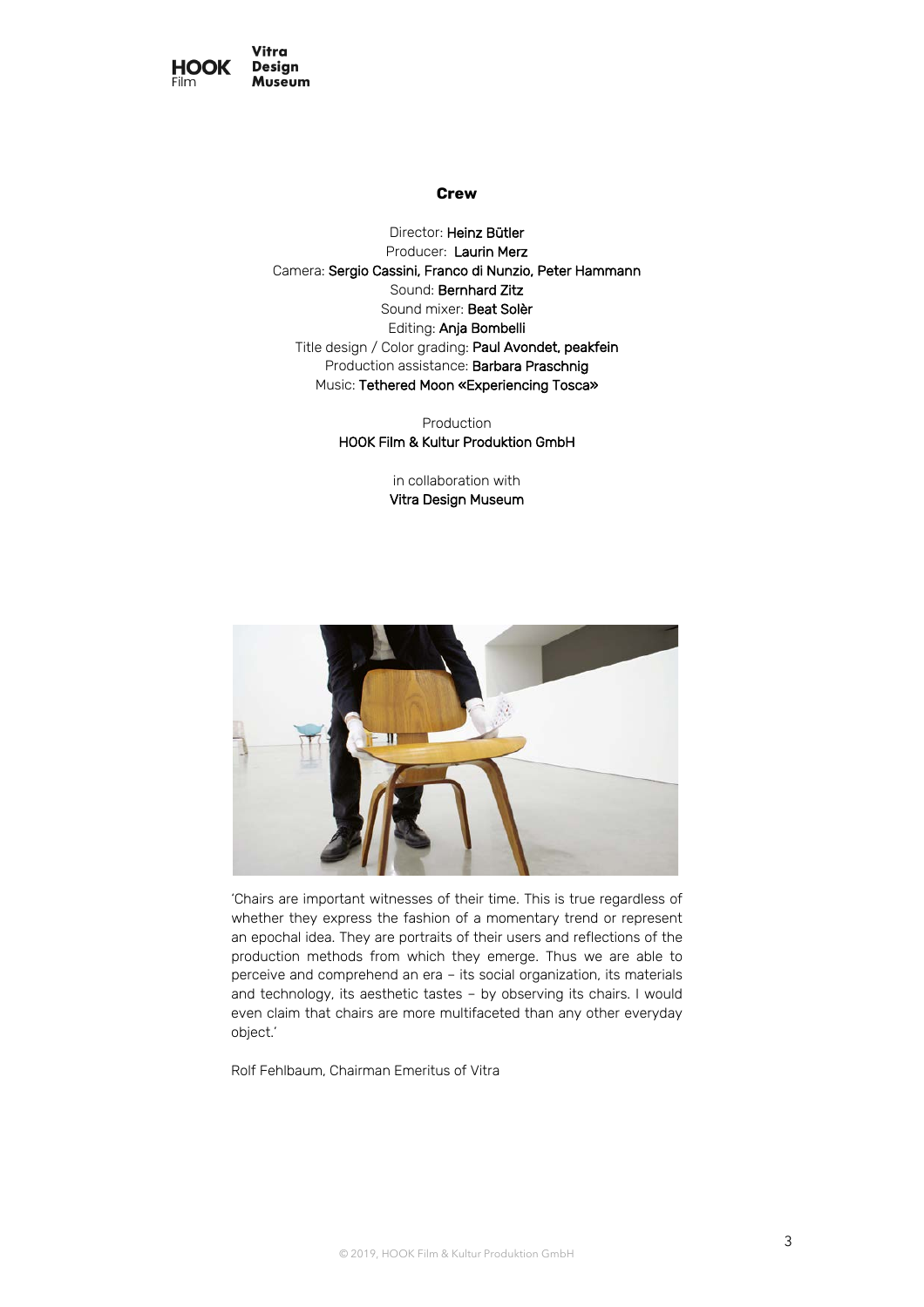**Crew**

Director: **Heinz Bütler**
Producer: **Laurin Merz**
Camera: **Sergio Cassini, Franco di Nunzio, Peter Hammann**
Sound: **Bernhard Zitz**
Sound mixer: **Beat Solèr**
Editing: **Anja Bombelli**
Title design / Color grading: **Paul Avondet, peakfein**
Production assistance: **Barbara Praschnig**
Music: **Tethered Moon «Experiencing Tosca»**

Production
**HOOK Film & Kultur Produktion GmbH**

in collaboration with
**Vitra Design Museum**

'Chairs are important witnesses of their time. This is true regardless of whether they express the fashion of a momentary trend or represent an epochal idea. They are portraits of their users and reflections of the production methods from which they emerge. Thus we are able to perceive and comprehend an era – its social organization, its materials and technology, its aesthetic tastes – by observing its chairs. I would even claim that chairs are more multifaceted than any other everyday object.'

Rolf Fehlbaum, Chairman Emeritus of Vitra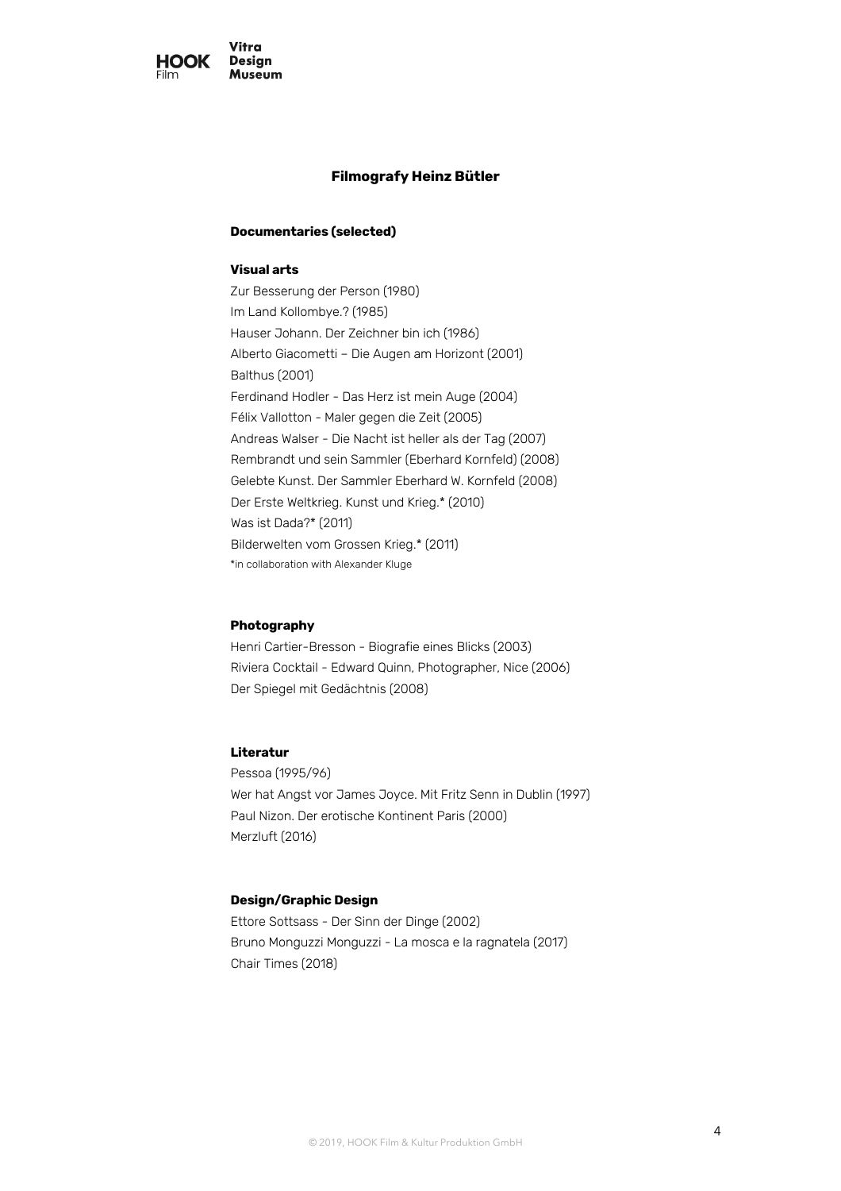## Filmografy Heinz Bütler

### Documentaries (selected)

**Visual arts**

Zur Besserung der Person (1980)
Im Land Kollombye.? (1985)
Hauser Johann. Der Zeichner bin ich (1986)
Alberto Giacometti – Die Augen am Horizont (2001)
Balthus (2001)
Ferdinand Hodler - Das Herz ist mein Auge (2004)
Félix Vallotton - Maler gegen die Zeit (2005)
Andreas Walser - Die Nacht ist heller als der Tag (2007)
Rembrandt und sein Sammler (Eberhard Kornfeld) (2008)
Gelebte Kunst. Der Sammler Eberhard W. Kornfeld (2008)
Der Erste Weltkrieg. Kunst und Krieg.* (2010)
Was ist Dada?* (2011)
Bilderwelten vom Grossen Krieg.* (2011)
*in collaboration with Alexander Kluge

**Photography**

Henri Cartier-Bresson - Biografie eines Blicks (2003)
Riviera Cocktail - Edward Quinn, Photographer, Nice (2006)
Der Spiegel mit Gedächtnis (2008)

**Literatur**

Pessoa (1995/96)
Wer hat Angst vor James Joyce. Mit Fritz Senn in Dublin (1997)
Paul Nizon. Der erotische Kontinent Paris (2000)
Merzluft (2016)

**Design/Graphic Design**

Ettore Sottsass - Der Sinn der Dinge (2002)
Bruno Monguzzi Monguzzi - La mosca e la ragnatela (2017)
Chair Times (2018)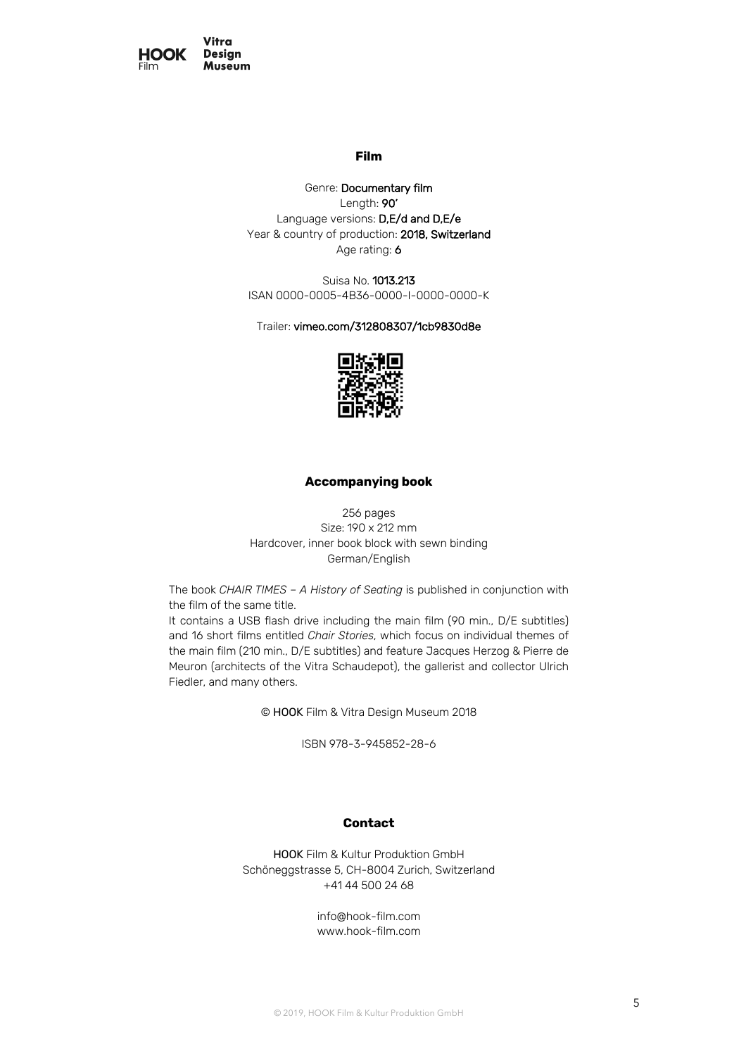## Film

Genre: **Documentary film**
Length: **90'**
Language versions: **D,E/d and D,E/e**
Year & country of production: **2018, Switzerland**
Age rating: **6**

Suisa No. **1013.213**
ISAN 0000-0005-4B36-0000-I-0000-0000-K

Trailer: **vimeo.com/312808307/1cb9830d8e**

## Accompanying book

256 pages
Size: 190 x 212 mm
Hardcover, inner book block with sewn binding
German/English

The book *CHAIR TIMES – A History of Seating* is published in conjunction with the film of the same title.
It contains a USB flash drive including the main film (90 min., D/E subtitles) and 16 short films entitled *Chair Stories*, which focus on individual themes of the main film (210 min., D/E subtitles) and feature Jacques Herzog & Pierre de Meuron (architects of the Vitra Schaudepot), the gallerist and collector Ulrich Fiedler, and many others.

© HOOK Film & Vitra Design Museum 2018

ISBN 978-3-945852-28-6

## Contact

HOOK Film & Kultur Produktion GmbH
Schöneggstrasse 5, CH-8004 Zurich, Switzerland
+41 44 500 24 68

info@hook-film.com
www.hook-film.com